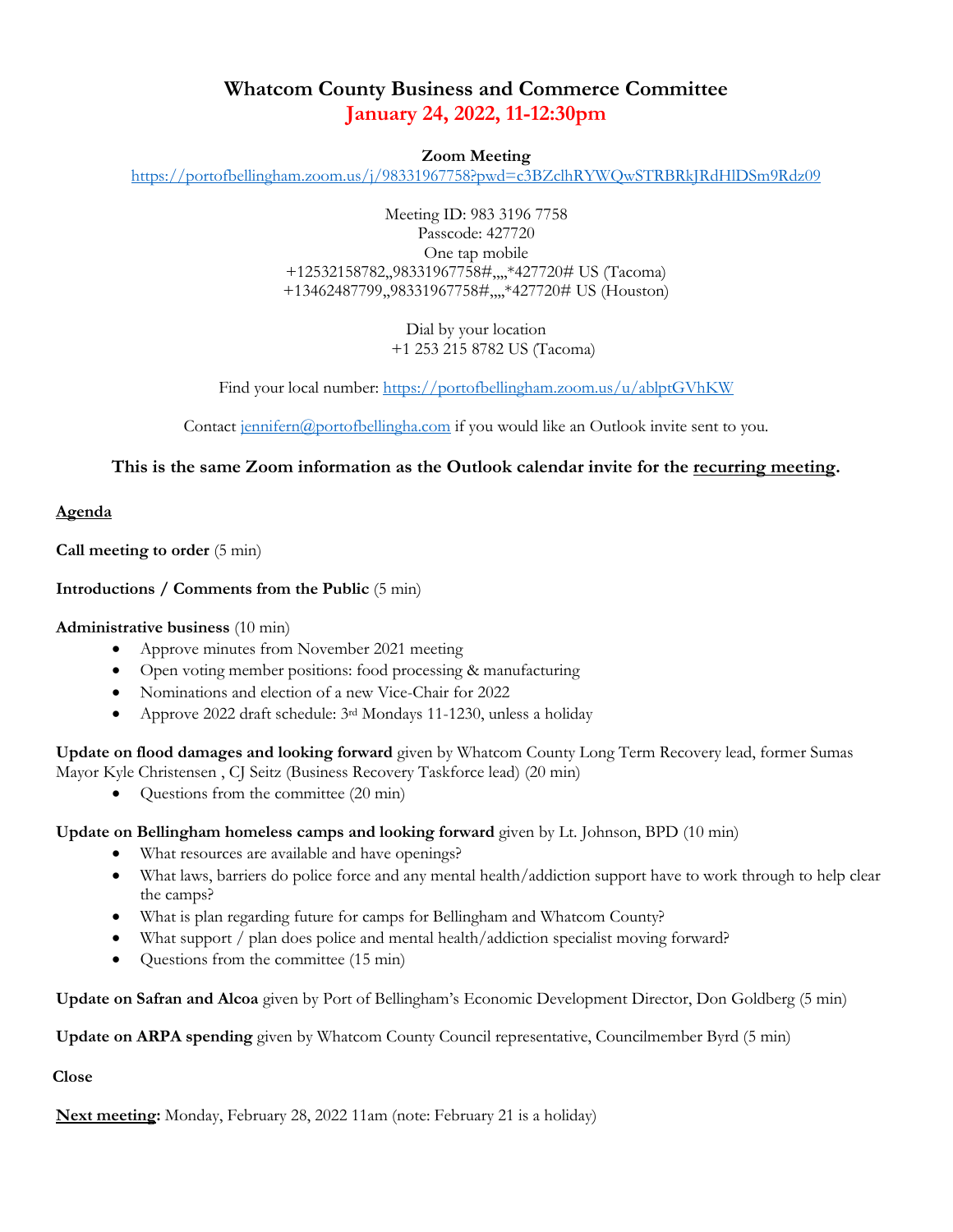# Whatcom County Business and Commerce Committee

## January 24, 2022, 11-12:30pm

**Zoom Meeting**

https://portofbellingham.zoom.us/j/98331967758?pwd=c3BZclhRYWQwSTRBRkJRdHlDSm9Rdz09

Meeting ID: 983 3196 7758
Passcode: 427720
One tap mobile
+12532158782,,98331967758#,,,,*427720# US (Tacoma)
+13462487799,,98331967758#,,,,*427720# US (Houston)

Dial by your location
+1 253 215 8782 US (Tacoma)

Find your local number: https://portofbellingham.zoom.us/u/ablptGVhKW

Contact jennifern@portofbellingha.com if you would like an Outlook invite sent to you.

**This is the same Zoom information as the Outlook calendar invite for the recurring meeting.**

**Agenda**

**Call meeting to order** (5 min)

**Introductions / Comments from the Public** (5 min)

**Administrative business** (10 min)

- Approve minutes from November 2021 meeting
- Open voting member positions: food processing & manufacturing
- Nominations and election of a new Vice-Chair for 2022
- Approve 2022 draft schedule: 3rd Mondays 11-1230, unless a holiday

**Update on flood damages and looking forward** given by Whatcom County Long Term Recovery lead, former Sumas Mayor Kyle Christensen , CJ Seitz (Business Recovery Taskforce lead) (20 min)

- Questions from the committee (20 min)

**Update on Bellingham homeless camps and looking forward** given by Lt. Johnson, BPD (10 min)

- What resources are available and have openings?
- What laws, barriers do police force and any mental health/addiction support have to work through to help clear the camps?
- What is plan regarding future for camps for Bellingham and Whatcom County?
- What support / plan does police and mental health/addiction specialist moving forward?
- Questions from the committee (15 min)

**Update on Safran and Alcoa** given by Port of Bellingham's Economic Development Director, Don Goldberg (5 min)

**Update on ARPA spending** given by Whatcom County Council representative, Councilmember Byrd (5 min)

**Close**

**Next meeting:** Monday, February 28, 2022 11am (note: February 21 is a holiday)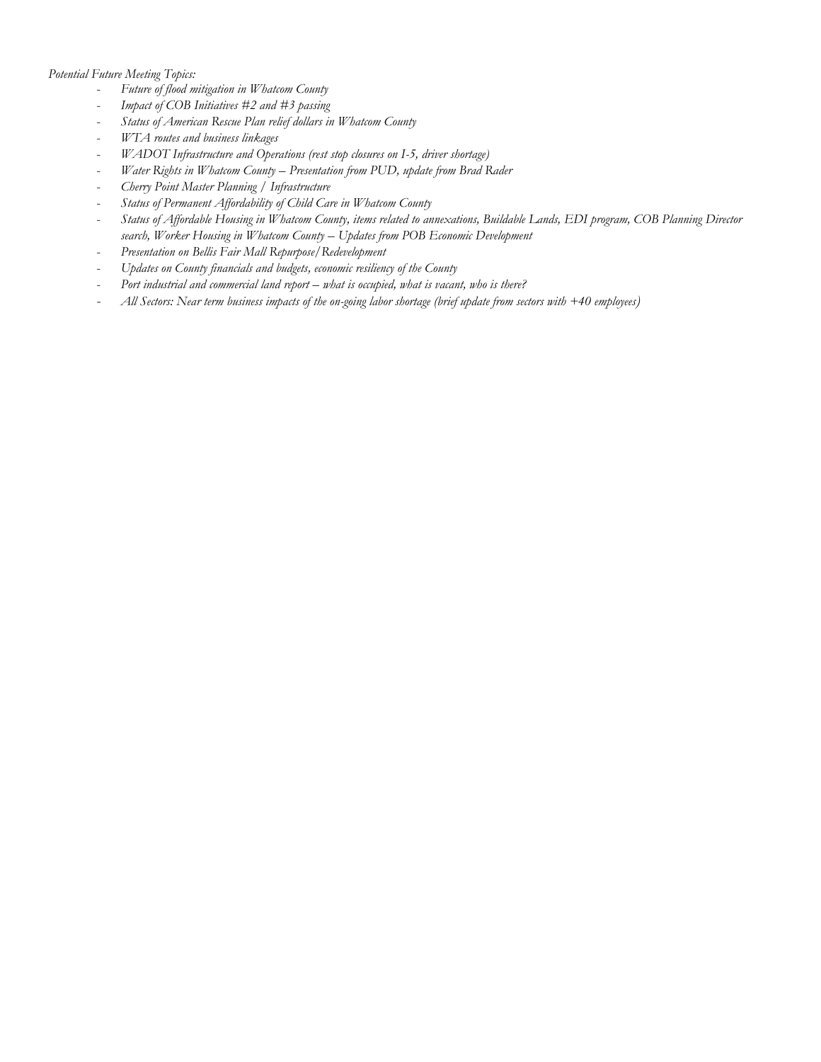*Potential Future Meeting Topics:*

- *Future of flood mitigation in Whatcom County*
- *Impact of COB Initiatives #2 and #3 passing*
- *Status of American Rescue Plan relief dollars in Whatcom County*
- *WTA routes and business linkages*
- *WADOT Infrastructure and Operations (rest stop closures on I-5, driver shortage)*
- *Water Rights in Whatcom County – Presentation from PUD, update from Brad Rader*
- *Cherry Point Master Planning / Infrastructure*
- *Status of Permanent Affordability of Child Care in Whatcom County*
- *Status of Affordable Housing in Whatcom County, items related to annexations, Buildable Lands, EDI program, COB Planning Director search, Worker Housing in Whatcom County – Updates from POB Economic Development*
- *Presentation on Bellis Fair Mall Repurpose/Redevelopment*
- *Updates on County financials and budgets, economic resiliency of the County*
- *Port industrial and commercial land report – what is occupied, what is vacant, who is there?*
- *All Sectors: Near term business impacts of the on-going labor shortage (brief update from sectors with +40 employees)*